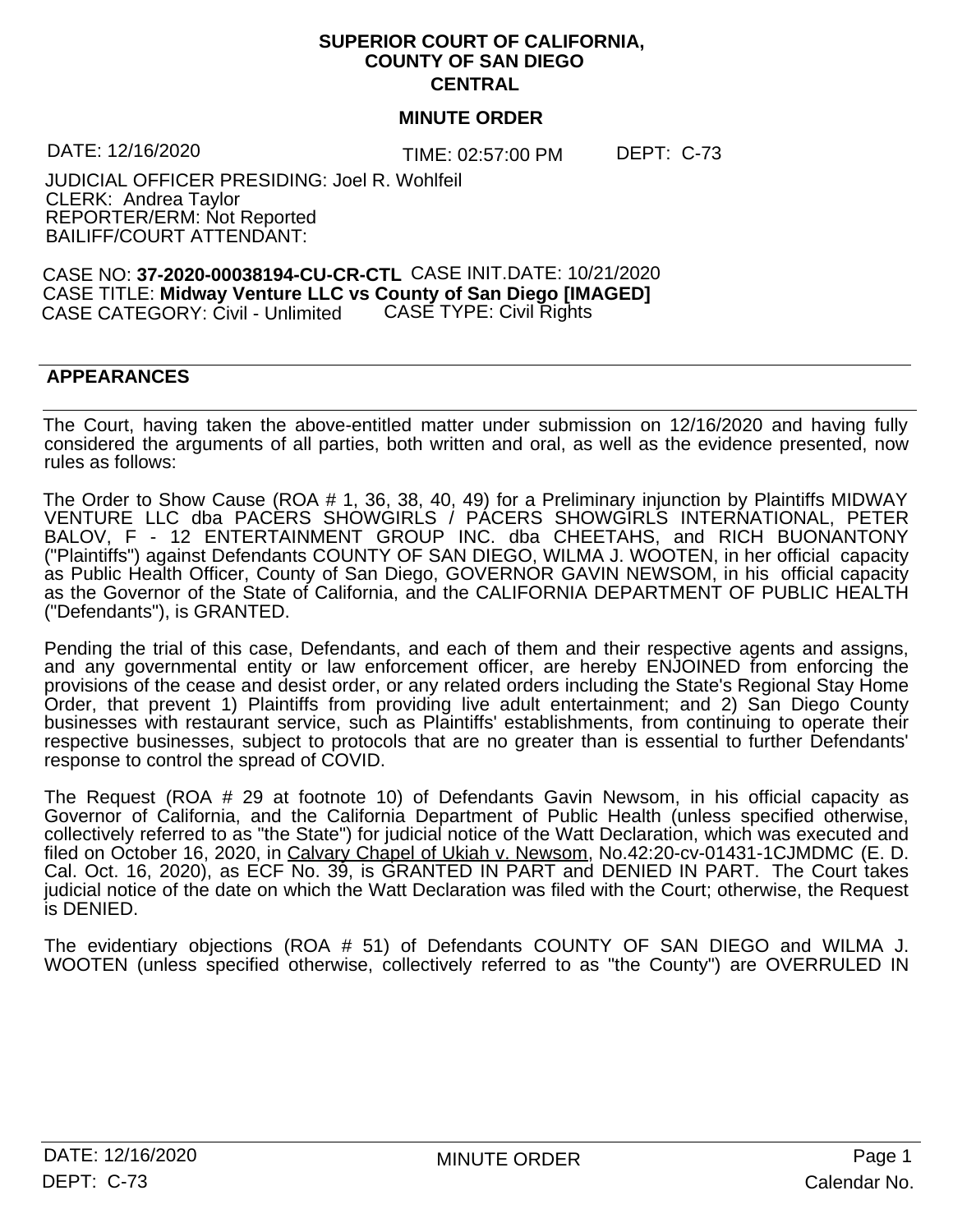**SUPERIOR COURT OF CALIFORNIA,**
**COUNTY OF SAN DIEGO**
**CENTRAL**

**MINUTE ORDER**

DATE: 12/16/2020 TIME: 02:57:00 PM DEPT: C-73

JUDICIAL OFFICER PRESIDING: Joel R. Wohlfeil
CLERK: Andrea Taylor
REPORTER/ERM: Not Reported
BAILIFF/COURT ATTENDANT:

CASE NO: **37-2020-00038194-CU-CR-CTL** CASE INIT.DATE: 10/21/2020
CASE TITLE: **Midway Venture LLC vs County of San Diego [IMAGED]**
CASE CATEGORY: Civil - Unlimited CASE TYPE: Civil Rights

---

**APPEARANCES**

---

The Court, having taken the above-entitled matter under submission on 12/16/2020 and having fully considered the arguments of all parties, both written and oral, as well as the evidence presented, now rules as follows:

The Order to Show Cause (ROA # 1, 36, 38, 40, 49) for a Preliminary injunction by Plaintiffs MIDWAY VENTURE LLC dba PACERS SHOWGIRLS / PACERS SHOWGIRLS INTERNATIONAL, PETER BALOV, F - 12 ENTERTAINMENT GROUP INC. dba CHEETAHS, and RICH BUONANTONY ("Plaintiffs") against Defendants COUNTY OF SAN DIEGO, WILMA J. WOOTEN, in her official capacity as Public Health Officer, County of San Diego, GOVERNOR GAVIN NEWSOM, in his official capacity as the Governor of the State of California, and the CALIFORNIA DEPARTMENT OF PUBLIC HEALTH ("Defendants"), is GRANTED.

Pending the trial of this case, Defendants, and each of them and their respective agents and assigns, and any governmental entity or law enforcement officer, are hereby ENJOINED from enforcing the provisions of the cease and desist order, or any related orders including the State's Regional Stay Home Order, that prevent 1) Plaintiffs from providing live adult entertainment; and 2) San Diego County businesses with restaurant service, such as Plaintiffs' establishments, from continuing to operate their respective businesses, subject to protocols that are no greater than is essential to further Defendants' response to control the spread of COVID.

The Request (ROA # 29 at footnote 10) of Defendants Gavin Newsom, in his official capacity as Governor of California, and the California Department of Public Health (unless specified otherwise, collectively referred to as "the State") for judicial notice of the Watt Declaration, which was executed and filed on October 16, 2020, in Calvary Chapel of Ukiah v. Newsom, No.42:20-cv-01431-1CJMDMC (E. D. Cal. Oct. 16, 2020), as ECF No. 39, is GRANTED IN PART and DENIED IN PART. The Court takes judicial notice of the date on which the Watt Declaration was filed with the Court; otherwise, the Request is DENIED.

The evidentiary objections (ROA # 51) of Defendants COUNTY OF SAN DIEGO and WILMA J. WOOTEN (unless specified otherwise, collectively referred to as "the County") are OVERRULED IN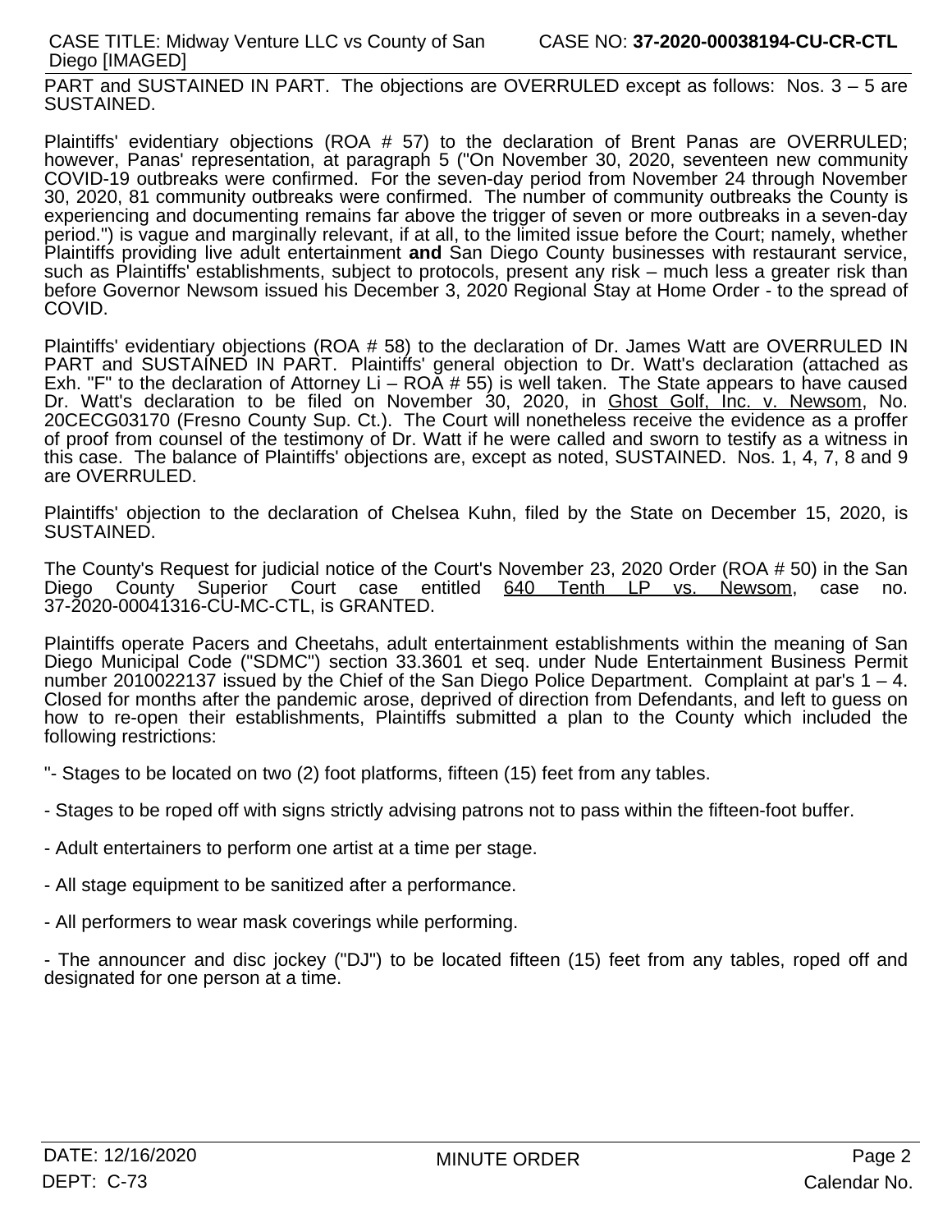PART and SUSTAINED IN PART. The objections are OVERRULED except as follows: Nos. 3 – 5 are SUSTAINED.

Plaintiffs' evidentiary objections (ROA # 57) to the declaration of Brent Panas are OVERRULED; however, Panas' representation, at paragraph 5 ("On November 30, 2020, seventeen new community COVID-19 outbreaks were confirmed. For the seven-day period from November 24 through November 30, 2020, 81 community outbreaks were confirmed. The number of community outbreaks the County is experiencing and documenting remains far above the trigger of seven or more outbreaks in a seven-day period.") is vague and marginally relevant, if at all, to the limited issue before the Court; namely, whether Plaintiffs providing live adult entertainment **and** San Diego County businesses with restaurant service, such as Plaintiffs' establishments, subject to protocols, present any risk – much less a greater risk than before Governor Newsom issued his December 3, 2020 Regional Stay at Home Order - to the spread of COVID.

Plaintiffs' evidentiary objections (ROA # 58) to the declaration of Dr. James Watt are OVERRULED IN PART and SUSTAINED IN PART. Plaintiffs' general objection to Dr. Watt's declaration (attached as Exh. "F" to the declaration of Attorney Li – ROA # 55) is well taken. The State appears to have caused Dr. Watt's declaration to be filed on November 30, 2020, in Ghost Golf, Inc. v. Newsom, No. 20CECG03170 (Fresno County Sup. Ct.). The Court will nonetheless receive the evidence as a proffer of proof from counsel of the testimony of Dr. Watt if he were called and sworn to testify as a witness in this case. The balance of Plaintiffs' objections are, except as noted, SUSTAINED. Nos. 1, 4, 7, 8 and 9 are OVERRULED.

Plaintiffs' objection to the declaration of Chelsea Kuhn, filed by the State on December 15, 2020, is SUSTAINED.

The County's Request for judicial notice of the Court's November 23, 2020 Order (ROA # 50) in the San Diego County Superior Court case entitled 640 Tenth LP vs. Newsom, case no. 37-2020-00041316-CU-MC-CTL, is GRANTED.

Plaintiffs operate Pacers and Cheetahs, adult entertainment establishments within the meaning of San Diego Municipal Code ("SDMC") section 33.3601 et seq. under Nude Entertainment Business Permit number 2010022137 issued by the Chief of the San Diego Police Department. Complaint at par's 1 – 4. Closed for months after the pandemic arose, deprived of direction from Defendants, and left to guess on how to re-open their establishments, Plaintiffs submitted a plan to the County which included the following restrictions:

"- Stages to be located on two (2) foot platforms, fifteen (15) feet from any tables.

- Stages to be roped off with signs strictly advising patrons not to pass within the fifteen-foot buffer.

- Adult entertainers to perform one artist at a time per stage.

- All stage equipment to be sanitized after a performance.

- All performers to wear mask coverings while performing.

- The announcer and disc jockey ("DJ") to be located fifteen (15) feet from any tables, roped off and designated for one person at a time.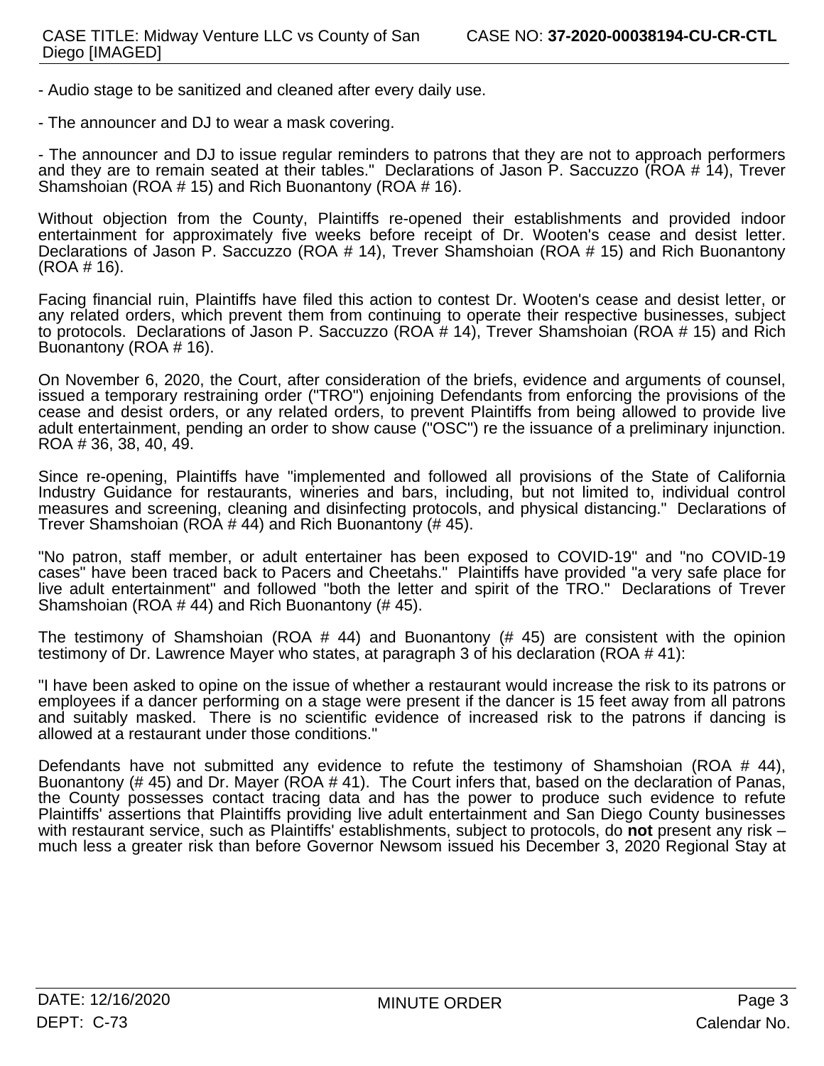- Audio stage to be sanitized and cleaned after every daily use.

- The announcer and DJ to wear a mask covering.

- The announcer and DJ to issue regular reminders to patrons that they are not to approach performers and they are to remain seated at their tables." Declarations of Jason P. Saccuzzo (ROA # 14), Trever Shamshoian (ROA # 15) and Rich Buonantony (ROA # 16).

Without objection from the County, Plaintiffs re-opened their establishments and provided indoor entertainment for approximately five weeks before receipt of Dr. Wooten's cease and desist letter. Declarations of Jason P. Saccuzzo (ROA # 14), Trever Shamshoian (ROA # 15) and Rich Buonantony (ROA # 16).

Facing financial ruin, Plaintiffs have filed this action to contest Dr. Wooten's cease and desist letter, or any related orders, which prevent them from continuing to operate their respective businesses, subject to protocols. Declarations of Jason P. Saccuzzo (ROA # 14), Trever Shamshoian (ROA # 15) and Rich Buonantony (ROA # 16).

On November 6, 2020, the Court, after consideration of the briefs, evidence and arguments of counsel, issued a temporary restraining order ("TRO") enjoining Defendants from enforcing the provisions of the cease and desist orders, or any related orders, to prevent Plaintiffs from being allowed to provide live adult entertainment, pending an order to show cause ("OSC") re the issuance of a preliminary injunction. ROA # 36, 38, 40, 49.

Since re-opening, Plaintiffs have "implemented and followed all provisions of the State of California Industry Guidance for restaurants, wineries and bars, including, but not limited to, individual control measures and screening, cleaning and disinfecting protocols, and physical distancing." Declarations of Trever Shamshoian (ROA # 44) and Rich Buonantony (# 45).

"No patron, staff member, or adult entertainer has been exposed to COVID-19" and "no COVID-19 cases" have been traced back to Pacers and Cheetahs." Plaintiffs have provided "a very safe place for live adult entertainment" and followed "both the letter and spirit of the TRO." Declarations of Trever Shamshoian (ROA # 44) and Rich Buonantony (# 45).

The testimony of Shamshoian (ROA # 44) and Buonantony (# 45) are consistent with the opinion testimony of Dr. Lawrence Mayer who states, at paragraph 3 of his declaration (ROA # 41):

"I have been asked to opine on the issue of whether a restaurant would increase the risk to its patrons or employees if a dancer performing on a stage were present if the dancer is 15 feet away from all patrons and suitably masked. There is no scientific evidence of increased risk to the patrons if dancing is allowed at a restaurant under those conditions."

Defendants have not submitted any evidence to refute the testimony of Shamshoian (ROA # 44), Buonantony (# 45) and Dr. Mayer (ROA # 41). The Court infers that, based on the declaration of Panas, the County possesses contact tracing data and has the power to produce such evidence to refute Plaintiffs' assertions that Plaintiffs providing live adult entertainment and San Diego County businesses with restaurant service, such as Plaintiffs' establishments, subject to protocols, do **not** present any risk – much less a greater risk than before Governor Newsom issued his December 3, 2020 Regional Stay at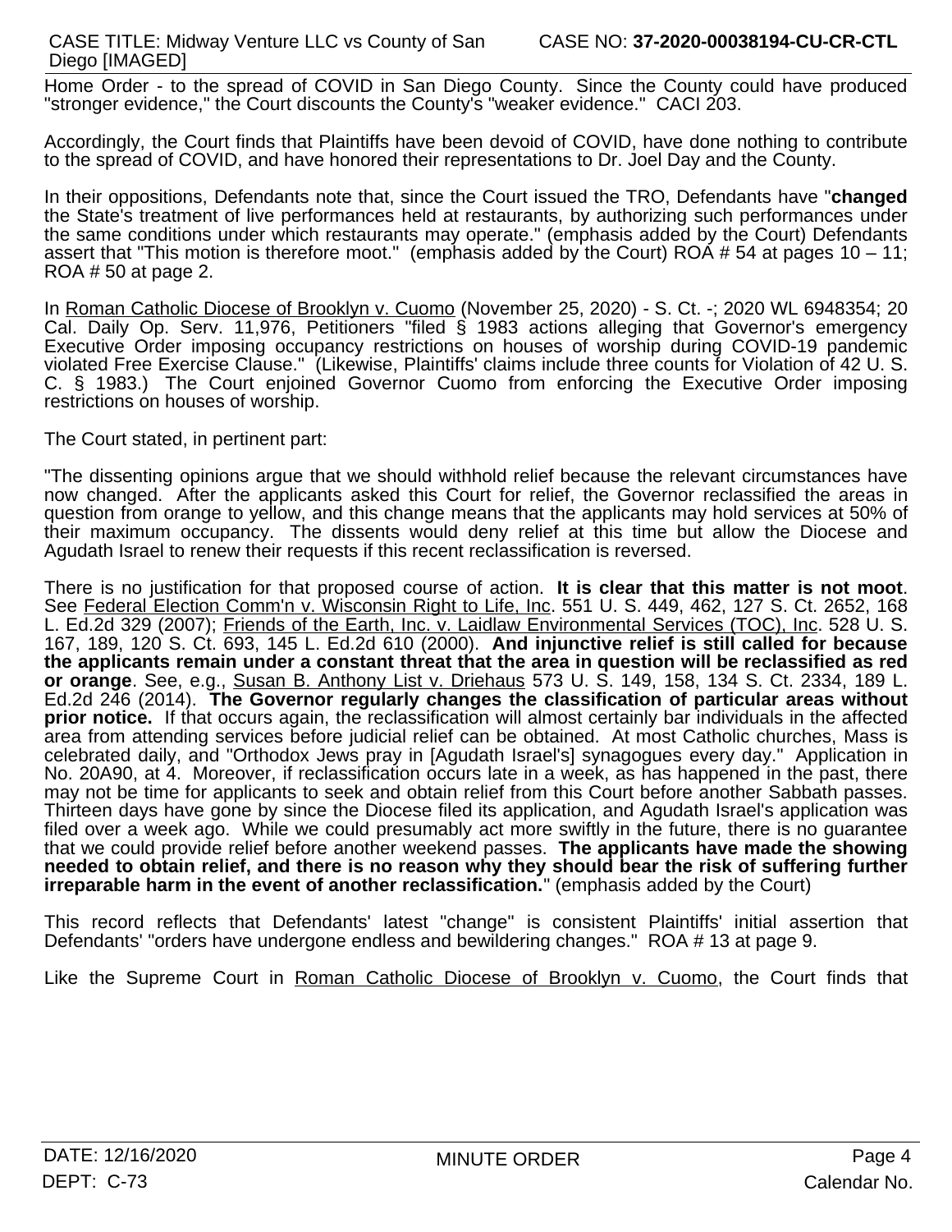Home Order - to the spread of COVID in San Diego County. Since the County could have produced "stronger evidence," the Court discounts the County's "weaker evidence." CACI 203.

Accordingly, the Court finds that Plaintiffs have been devoid of COVID, have done nothing to contribute to the spread of COVID, and have honored their representations to Dr. Joel Day and the County.

In their oppositions, Defendants note that, since the Court issued the TRO, Defendants have "**changed** the State's treatment of live performances held at restaurants, by authorizing such performances under the same conditions under which restaurants may operate." (emphasis added by the Court) Defendants assert that "This motion is therefore moot." (emphasis added by the Court) ROA # 54 at pages 10 – 11; ROA # 50 at page 2.

In Roman Catholic Diocese of Brooklyn v. Cuomo (November 25, 2020) - S. Ct. -; 2020 WL 6948354; 20 Cal. Daily Op. Serv. 11,976, Petitioners "filed § 1983 actions alleging that Governor's emergency Executive Order imposing occupancy restrictions on houses of worship during COVID-19 pandemic violated Free Exercise Clause." (Likewise, Plaintiffs' claims include three counts for Violation of 42 U. S. C. § 1983.) The Court enjoined Governor Cuomo from enforcing the Executive Order imposing restrictions on houses of worship.

The Court stated, in pertinent part:

"The dissenting opinions argue that we should withhold relief because the relevant circumstances have now changed. After the applicants asked this Court for relief, the Governor reclassified the areas in question from orange to yellow, and this change means that the applicants may hold services at 50% of their maximum occupancy. The dissents would deny relief at this time but allow the Diocese and Agudath Israel to renew their requests if this recent reclassification is reversed.

There is no justification for that proposed course of action. **It is clear that this matter is not moot**. See Federal Election Comm'n v. Wisconsin Right to Life, Inc. 551 U. S. 449, 462, 127 S. Ct. 2652, 168 L. Ed.2d 329 (2007); Friends of the Earth, Inc. v. Laidlaw Environmental Services (TOC), Inc. 528 U. S. 167, 189, 120 S. Ct. 693, 145 L. Ed.2d 610 (2000). **And injunctive relief is still called for because the applicants remain under a constant threat that the area in question will be reclassified as red or orange**. See, e.g., Susan B. Anthony List v. Driehaus 573 U. S. 149, 158, 134 S. Ct. 2334, 189 L. Ed.2d 246 (2014). **The Governor regularly changes the classification of particular areas without prior notice.** If that occurs again, the reclassification will almost certainly bar individuals in the affected area from attending services before judicial relief can be obtained. At most Catholic churches, Mass is celebrated daily, and "Orthodox Jews pray in [Agudath Israel's] synagogues every day." Application in No. 20A90, at 4. Moreover, if reclassification occurs late in a week, as has happened in the past, there may not be time for applicants to seek and obtain relief from this Court before another Sabbath passes. Thirteen days have gone by since the Diocese filed its application, and Agudath Israel's application was filed over a week ago. While we could presumably act more swiftly in the future, there is no guarantee that we could provide relief before another weekend passes. **The applicants have made the showing needed to obtain relief, and there is no reason why they should bear the risk of suffering further irreparable harm in the event of another reclassification.**" (emphasis added by the Court)

This record reflects that Defendants' latest "change" is consistent Plaintiffs' initial assertion that Defendants' "orders have undergone endless and bewildering changes." ROA # 13 at page 9.

Like the Supreme Court in Roman Catholic Diocese of Brooklyn v. Cuomo, the Court finds that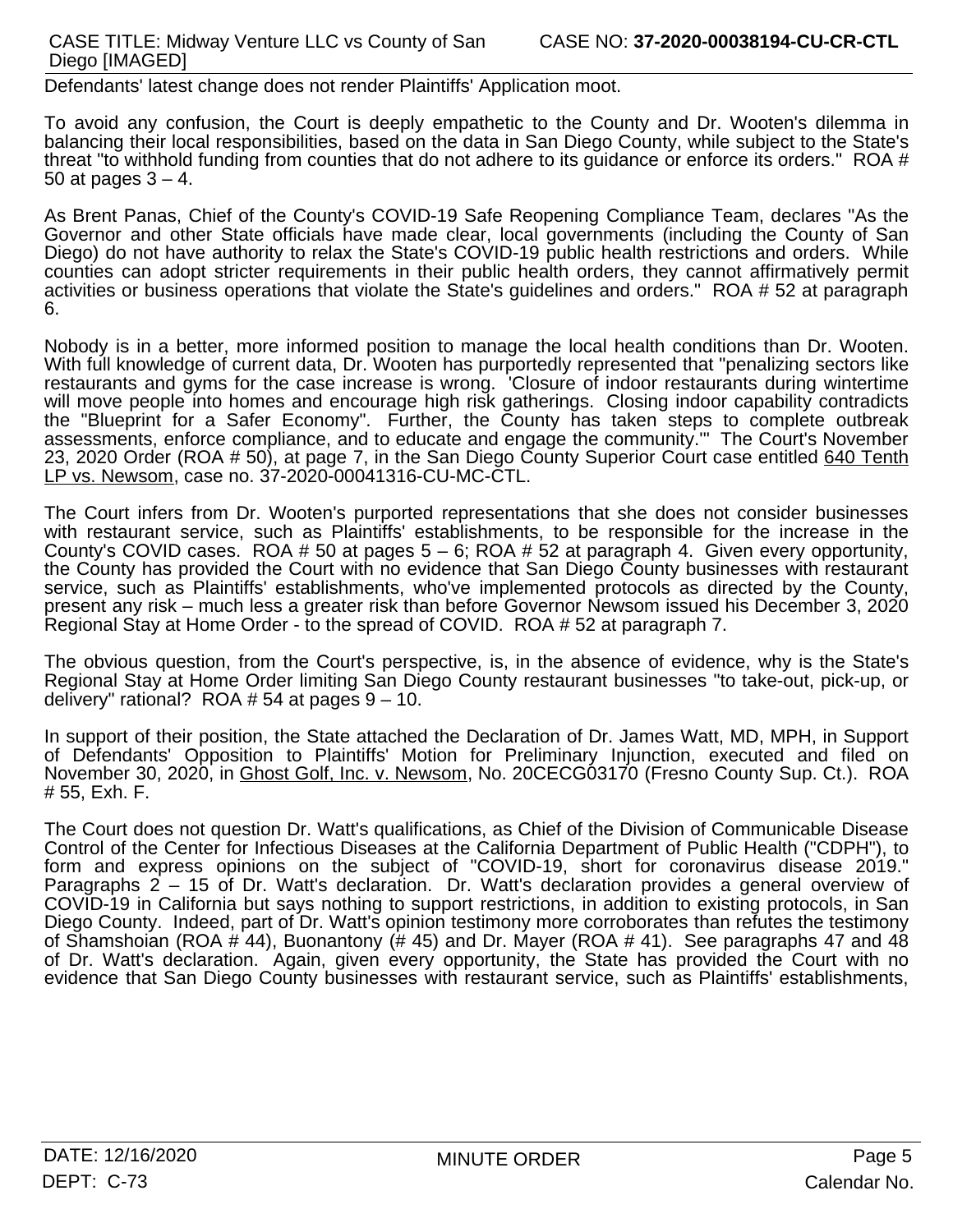Defendants' latest change does not render Plaintiffs' Application moot.

To avoid any confusion, the Court is deeply empathetic to the County and Dr. Wooten's dilemma in balancing their local responsibilities, based on the data in San Diego County, while subject to the State's threat "to withhold funding from counties that do not adhere to its guidance or enforce its orders." ROA # 50 at pages 3 – 4.

As Brent Panas, Chief of the County's COVID-19 Safe Reopening Compliance Team, declares "As the Governor and other State officials have made clear, local governments (including the County of San Diego) do not have authority to relax the State's COVID-19 public health restrictions and orders. While counties can adopt stricter requirements in their public health orders, they cannot affirmatively permit activities or business operations that violate the State's guidelines and orders." ROA # 52 at paragraph 6.

Nobody is in a better, more informed position to manage the local health conditions than Dr. Wooten. With full knowledge of current data, Dr. Wooten has purportedly represented that "penalizing sectors like restaurants and gyms for the case increase is wrong. 'Closure of indoor restaurants during wintertime will move people into homes and encourage high risk gatherings. Closing indoor capability contradicts the "Blueprint for a Safer Economy". Further, the County has taken steps to complete outbreak assessments, enforce compliance, and to educate and engage the community.'" The Court's November 23, 2020 Order (ROA # 50), at page 7, in the San Diego County Superior Court case entitled <u>640 Tenth LP vs. Newsom</u>, case no. 37-2020-00041316-CU-MC-CTL.

The Court infers from Dr. Wooten's purported representations that she does not consider businesses with restaurant service, such as Plaintiffs' establishments, to be responsible for the increase in the County's COVID cases. ROA # 50 at pages 5 – 6; ROA # 52 at paragraph 4. Given every opportunity, the County has provided the Court with no evidence that San Diego County businesses with restaurant service, such as Plaintiffs' establishments, who've implemented protocols as directed by the County, present any risk – much less a greater risk than before Governor Newsom issued his December 3, 2020 Regional Stay at Home Order - to the spread of COVID. ROA # 52 at paragraph 7.

The obvious question, from the Court's perspective, is, in the absence of evidence, why is the State's Regional Stay at Home Order limiting San Diego County restaurant businesses "to take-out, pick-up, or delivery" rational? ROA # 54 at pages 9 – 10.

In support of their position, the State attached the Declaration of Dr. James Watt, MD, MPH, in Support of Defendants' Opposition to Plaintiffs' Motion for Preliminary Injunction, executed and filed on November 30, 2020, in <u>Ghost Golf, Inc. v. Newsom</u>, No. 20CECG03170 (Fresno County Sup. Ct.). ROA # 55, Exh. F.

The Court does not question Dr. Watt's qualifications, as Chief of the Division of Communicable Disease Control of the Center for Infectious Diseases at the California Department of Public Health ("CDPH"), to form and express opinions on the subject of "COVID-19, short for coronavirus disease 2019." Paragraphs 2 – 15 of Dr. Watt's declaration. Dr. Watt's declaration provides a general overview of COVID-19 in California but says nothing to support restrictions, in addition to existing protocols, in San Diego County. Indeed, part of Dr. Watt's opinion testimony more corroborates than refutes the testimony of Shamshoian (ROA # 44), Buonantony (# 45) and Dr. Mayer (ROA # 41). See paragraphs 47 and 48 of Dr. Watt's declaration. Again, given every opportunity, the State has provided the Court with no evidence that San Diego County businesses with restaurant service, such as Plaintiffs' establishments,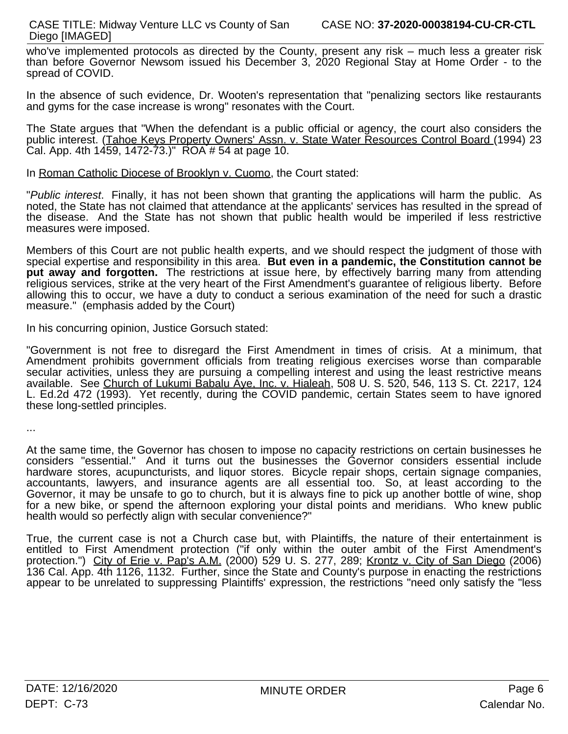who've implemented protocols as directed by the County, present any risk – much less a greater risk than before Governor Newsom issued his December 3, 2020 Regional Stay at Home Order - to the spread of COVID.

In the absence of such evidence, Dr. Wooten's representation that "penalizing sectors like restaurants and gyms for the case increase is wrong" resonates with the Court.

The State argues that "When the defendant is a public official or agency, the court also considers the public interest. (Tahoe Keys Property Owners' Assn. v. State Water Resources Control Board (1994) 23 Cal. App. 4th 1459, 1472-73.)" ROA # 54 at page 10.

In Roman Catholic Diocese of Brooklyn v. Cuomo, the Court stated:

"*Public interest*. Finally, it has not been shown that granting the applications will harm the public. As noted, the State has not claimed that attendance at the applicants' services has resulted in the spread of the disease. And the State has not shown that public health would be imperiled if less restrictive measures were imposed.

Members of this Court are not public health experts, and we should respect the judgment of those with special expertise and responsibility in this area. **But even in a pandemic, the Constitution cannot be put away and forgotten.** The restrictions at issue here, by effectively barring many from attending religious services, strike at the very heart of the First Amendment's guarantee of religious liberty. Before allowing this to occur, we have a duty to conduct a serious examination of the need for such a drastic measure." (emphasis added by the Court)

In his concurring opinion, Justice Gorsuch stated:

"Government is not free to disregard the First Amendment in times of crisis. At a minimum, that Amendment prohibits government officials from treating religious exercises worse than comparable secular activities, unless they are pursuing a compelling interest and using the least restrictive means available. See Church of Lukumi Babalu Aye, Inc. v. Hialeah, 508 U. S. 520, 546, 113 S. Ct. 2217, 124 L. Ed.2d 472 (1993). Yet recently, during the COVID pandemic, certain States seem to have ignored these long-settled principles.

...

At the same time, the Governor has chosen to impose no capacity restrictions on certain businesses he considers "essential." And it turns out the businesses the Governor considers essential include hardware stores, acupuncturists, and liquor stores. Bicycle repair shops, certain signage companies, accountants, lawyers, and insurance agents are all essential too. So, at least according to the Governor, it may be unsafe to go to church, but it is always fine to pick up another bottle of wine, shop for a new bike, or spend the afternoon exploring your distal points and meridians. Who knew public health would so perfectly align with secular convenience?"

True, the current case is not a Church case but, with Plaintiffs, the nature of their entertainment is entitled to First Amendment protection ("if only within the outer ambit of the First Amendment's protection.") City of Erie v. Pap's A.M. (2000) 529 U. S. 277, 289; Krontz v. City of San Diego (2006) 136 Cal. App. 4th 1126, 1132. Further, since the State and County's purpose in enacting the restrictions appear to be unrelated to suppressing Plaintiffs' expression, the restrictions "need only satisfy the "less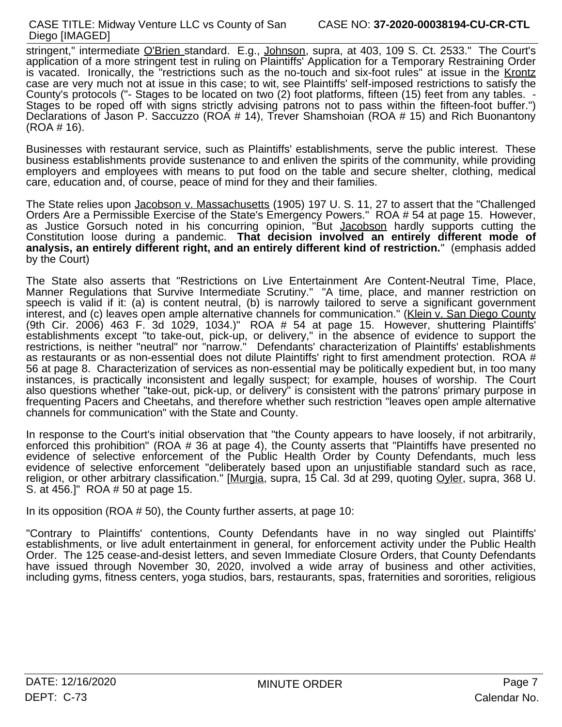stringent," intermediate O'Brien standard. E.g., Johnson, supra, at 403, 109 S. Ct. 2533." The Court's application of a more stringent test in ruling on Plaintiffs' Application for a Temporary Restraining Order is vacated. Ironically, the "restrictions such as the no-touch and six-foot rules" at issue in the Krontz case are very much not at issue in this case; to wit, see Plaintiffs' self-imposed restrictions to satisfy the County's protocols ("- Stages to be located on two (2) foot platforms, fifteen (15) feet from any tables. - Stages to be roped off with signs strictly advising patrons not to pass within the fifteen-foot buffer.") Declarations of Jason P. Saccuzzo (ROA # 14), Trever Shamshoian (ROA # 15) and Rich Buonantony (ROA # 16).

Businesses with restaurant service, such as Plaintiffs' establishments, serve the public interest. These business establishments provide sustenance to and enliven the spirits of the community, while providing employers and employees with means to put food on the table and secure shelter, clothing, medical care, education and, of course, peace of mind for they and their families.

The State relies upon Jacobson v. Massachusetts (1905) 197 U. S. 11, 27 to assert that the "Challenged Orders Are a Permissible Exercise of the State's Emergency Powers." ROA # 54 at page 15. However, as Justice Gorsuch noted in his concurring opinion, "But Jacobson hardly supports cutting the Constitution loose during a pandemic. **That decision involved an entirely different mode of analysis, an entirely different right, and an entirely different kind of restriction.**" (emphasis added by the Court)

The State also asserts that "Restrictions on Live Entertainment Are Content-Neutral Time, Place, Manner Regulations that Survive Intermediate Scrutiny." "A time, place, and manner restriction on speech is valid if it: (a) is content neutral, (b) is narrowly tailored to serve a significant government interest, and (c) leaves open ample alternative channels for communication." (Klein v. San Diego County (9th Cir. 2006) 463 F. 3d 1029, 1034.)" ROA # 54 at page 15. However, shuttering Plaintiffs' establishments except "to take-out, pick-up, or delivery," in the absence of evidence to support the restrictions, is neither "neutral" nor "narrow." Defendants' characterization of Plaintiffs' establishments as restaurants or as non-essential does not dilute Plaintiffs' right to first amendment protection. ROA # 56 at page 8. Characterization of services as non-essential may be politically expedient but, in too many instances, is practically inconsistent and legally suspect; for example, houses of worship. The Court also questions whether "take-out, pick-up, or delivery" is consistent with the patrons' primary purpose in frequenting Pacers and Cheetahs, and therefore whether such restriction "leaves open ample alternative channels for communication" with the State and County.

In response to the Court's initial observation that "the County appears to have loosely, if not arbitrarily, enforced this prohibition" (ROA # 36 at page 4), the County asserts that "Plaintiffs have presented no evidence of selective enforcement of the Public Health Order by County Defendants, much less evidence of selective enforcement "deliberately based upon an unjustifiable standard such as race, religion, or other arbitrary classification." [Murgia, supra, 15 Cal. 3d at 299, quoting Oyler, supra, 368 U. S. at 456.]" ROA # 50 at page 15.

In its opposition (ROA # 50), the County further asserts, at page 10:

"Contrary to Plaintiffs' contentions, County Defendants have in no way singled out Plaintiffs' establishments, or live adult entertainment in general, for enforcement activity under the Public Health Order. The 125 cease-and-desist letters, and seven Immediate Closure Orders, that County Defendants have issued through November 30, 2020, involved a wide array of business and other activities, including gyms, fitness centers, yoga studios, bars, restaurants, spas, fraternities and sororities, religious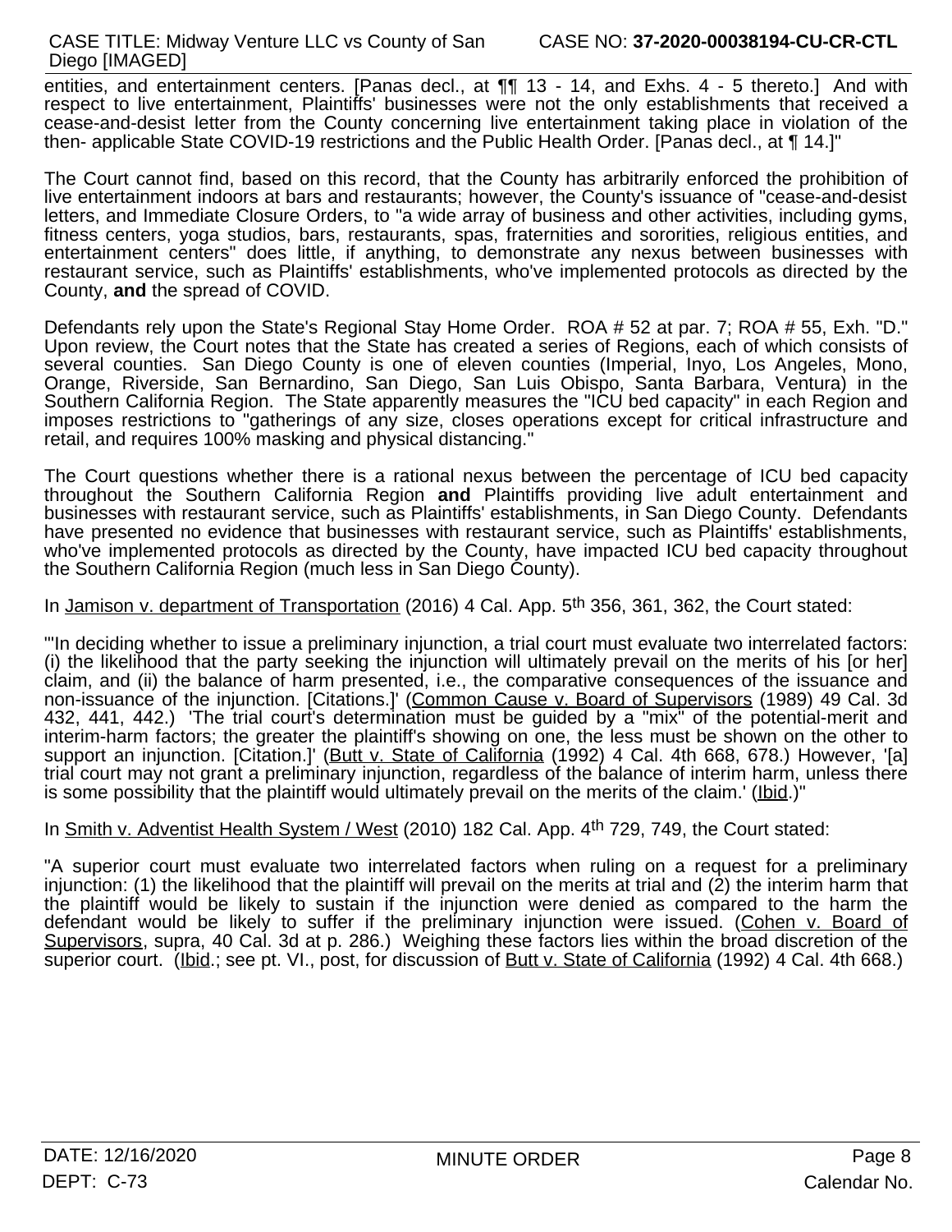entities, and entertainment centers. [Panas decl., at ¶¶ 13 - 14, and Exhs. 4 - 5 thereto.] And with respect to live entertainment, Plaintiffs' businesses were not the only establishments that received a cease-and-desist letter from the County concerning live entertainment taking place in violation of the then- applicable State COVID-19 restrictions and the Public Health Order. [Panas decl., at ¶ 14.]"

The Court cannot find, based on this record, that the County has arbitrarily enforced the prohibition of live entertainment indoors at bars and restaurants; however, the County's issuance of "cease-and-desist letters, and Immediate Closure Orders, to "a wide array of business and other activities, including gyms, fitness centers, yoga studios, bars, restaurants, spas, fraternities and sororities, religious entities, and entertainment centers" does little, if anything, to demonstrate any nexus between businesses with restaurant service, such as Plaintiffs' establishments, who've implemented protocols as directed by the County, **and** the spread of COVID.

Defendants rely upon the State's Regional Stay Home Order. ROA # 52 at par. 7; ROA # 55, Exh. "D." Upon review, the Court notes that the State has created a series of Regions, each of which consists of several counties. San Diego County is one of eleven counties (Imperial, Inyo, Los Angeles, Mono, Orange, Riverside, San Bernardino, San Diego, San Luis Obispo, Santa Barbara, Ventura) in the Southern California Region. The State apparently measures the "ICU bed capacity" in each Region and imposes restrictions to "gatherings of any size, closes operations except for critical infrastructure and retail, and requires 100% masking and physical distancing."

The Court questions whether there is a rational nexus between the percentage of ICU bed capacity throughout the Southern California Region **and** Plaintiffs providing live adult entertainment and businesses with restaurant service, such as Plaintiffs' establishments, in San Diego County. Defendants have presented no evidence that businesses with restaurant service, such as Plaintiffs' establishments, who've implemented protocols as directed by the County, have impacted ICU bed capacity throughout the Southern California Region (much less in San Diego County).

In Jamison v. department of Transportation (2016) 4 Cal. App. 5th 356, 361, 362, the Court stated:

"'In deciding whether to issue a preliminary injunction, a trial court must evaluate two interrelated factors: (i) the likelihood that the party seeking the injunction will ultimately prevail on the merits of his [or her] claim, and (ii) the balance of harm presented, i.e., the comparative consequences of the issuance and non-issuance of the injunction. [Citations.]' (Common Cause v. Board of Supervisors (1989) 49 Cal. 3d 432, 441, 442.) 'The trial court's determination must be guided by a "mix" of the potential-merit and interim-harm factors; the greater the plaintiff's showing on one, the less must be shown on the other to support an injunction. [Citation.]' (Butt v. State of California (1992) 4 Cal. 4th 668, 678.) However, '[a] trial court may not grant a preliminary injunction, regardless of the balance of interim harm, unless there is some possibility that the plaintiff would ultimately prevail on the merits of the claim.' (Ibid.)"

In Smith v. Adventist Health System / West (2010) 182 Cal. App. 4th 729, 749, the Court stated:

"A superior court must evaluate two interrelated factors when ruling on a request for a preliminary injunction: (1) the likelihood that the plaintiff will prevail on the merits at trial and (2) the interim harm that the plaintiff would be likely to sustain if the injunction were denied as compared to the harm the defendant would be likely to suffer if the preliminary injunction were issued. (Cohen v. Board of Supervisors, supra, 40 Cal. 3d at p. 286.) Weighing these factors lies within the broad discretion of the superior court. (Ibid.; see pt. VI., post, for discussion of Butt v. State of California (1992) 4 Cal. 4th 668.)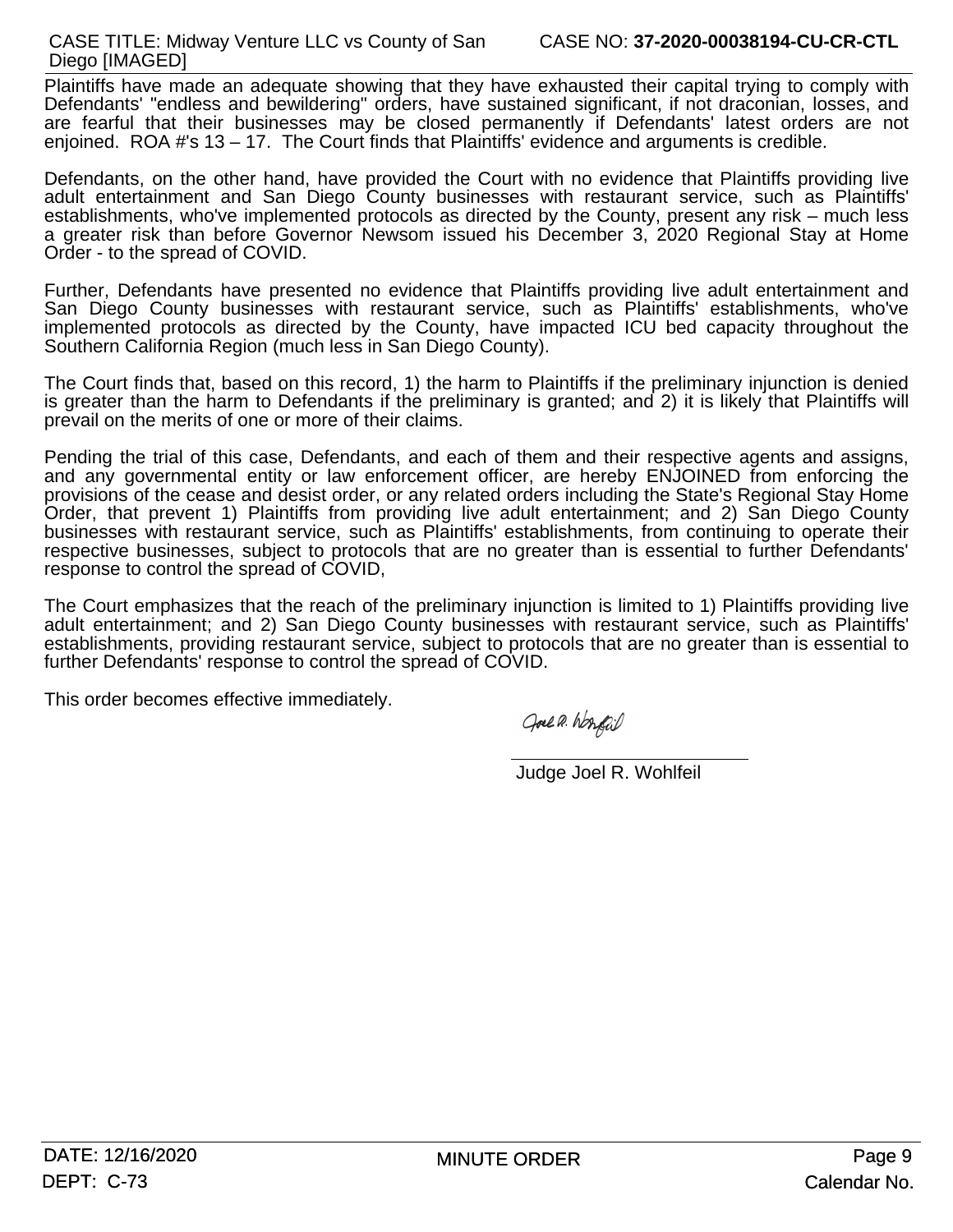Plaintiffs have made an adequate showing that they have exhausted their capital trying to comply with Defendants' "endless and bewildering" orders, have sustained significant, if not draconian, losses, and are fearful that their businesses may be closed permanently if Defendants' latest orders are not enjoined. ROA #'s 13 – 17. The Court finds that Plaintiffs' evidence and arguments is credible.

Defendants, on the other hand, have provided the Court with no evidence that Plaintiffs providing live adult entertainment and San Diego County businesses with restaurant service, such as Plaintiffs' establishments, who've implemented protocols as directed by the County, present any risk – much less a greater risk than before Governor Newsom issued his December 3, 2020 Regional Stay at Home Order - to the spread of COVID.

Further, Defendants have presented no evidence that Plaintiffs providing live adult entertainment and San Diego County businesses with restaurant service, such as Plaintiffs' establishments, who've implemented protocols as directed by the County, have impacted ICU bed capacity throughout the Southern California Region (much less in San Diego County).

The Court finds that, based on this record, 1) the harm to Plaintiffs if the preliminary injunction is denied is greater than the harm to Defendants if the preliminary is granted; and 2) it is likely that Plaintiffs will prevail on the merits of one or more of their claims.

Pending the trial of this case, Defendants, and each of them and their respective agents and assigns, and any governmental entity or law enforcement officer, are hereby ENJOINED from enforcing the provisions of the cease and desist order, or any related orders including the State's Regional Stay Home Order, that prevent 1) Plaintiffs from providing live adult entertainment; and 2) San Diego County businesses with restaurant service, such as Plaintiffs' establishments, from continuing to operate their respective businesses, subject to protocols that are no greater than is essential to further Defendants' response to control the spread of COVID,

The Court emphasizes that the reach of the preliminary injunction is limited to 1) Plaintiffs providing live adult entertainment; and 2) San Diego County businesses with restaurant service, such as Plaintiffs' establishments, providing restaurant service, subject to protocols that are no greater than is essential to further Defendants' response to control the spread of COVID.

This order becomes effective immediately.

Judge Joel R. Wohlfeil